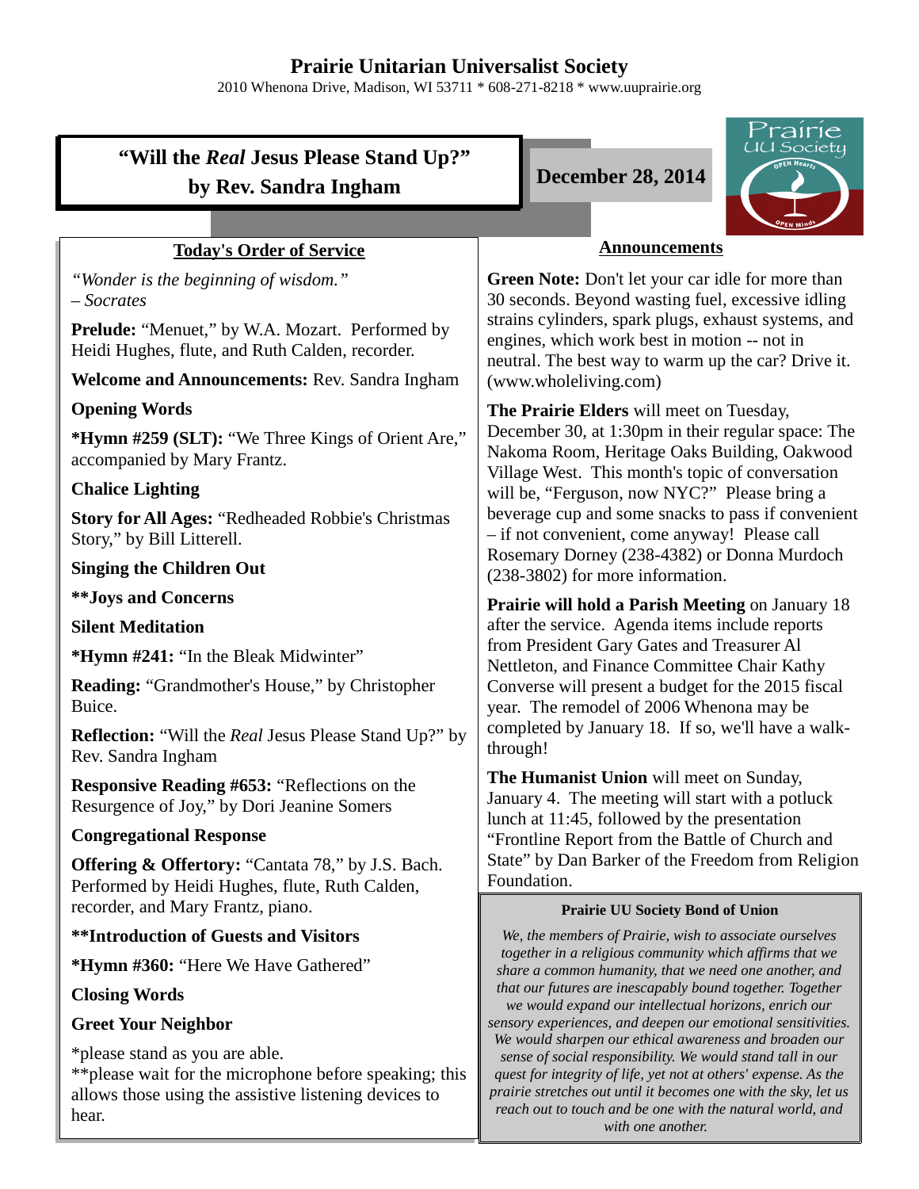# Prairie Unitarian Universalist Society

2010 Whenona Drive, Madison, WI 53711 * 608-271-8218 * www.uuprairie.org

## "Will the *Real* Jesus Please Stand Up?" by Rev. Sandra Ingham

**December 28, 2014**

### Today's Order of Service

*"Wonder is the beginning of wisdom."*
*– Socrates*

**Prelude:** "Menuet," by W.A. Mozart. Performed by Heidi Hughes, flute, and Ruth Calden, recorder.

**Welcome and Announcements:** Rev. Sandra Ingham

**Opening Words**

***Hymn #259 (SLT):** "We Three Kings of Orient Are," accompanied by Mary Frantz.

**Chalice Lighting**

**Story for All Ages:** "Redheaded Robbie's Christmas Story," by Bill Litterell.

**Singing the Children Out**

****Joys and Concerns**

**Silent Meditation**

***Hymn #241:** "In the Bleak Midwinter"

**Reading:** "Grandmother's House," by Christopher Buice.

**Reflection:** "Will the *Real* Jesus Please Stand Up?" by Rev. Sandra Ingham

**Responsive Reading #653:** "Reflections on the Resurgence of Joy," by Dori Jeanine Somers

**Congregational Response**

**Offering & Offertory:** "Cantata 78," by J.S. Bach. Performed by Heidi Hughes, flute, Ruth Calden, recorder, and Mary Frantz, piano.

****Introduction of Guests and Visitors**

***Hymn #360:** "Here We Have Gathered"

**Closing Words**

**Greet Your Neighbor**

*please stand as you are able.
**please wait for the microphone before speaking; this allows those using the assistive listening devices to hear.

### Announcements

**Green Note:** Don't let your car idle for more than 30 seconds. Beyond wasting fuel, excessive idling strains cylinders, spark plugs, exhaust systems, and engines, which work best in motion -- not in neutral. The best way to warm up the car? Drive it. (www.wholeliving.com)

**The Prairie Elders** will meet on Tuesday, December 30, at 1:30pm in their regular space: The Nakoma Room, Heritage Oaks Building, Oakwood Village West. This month's topic of conversation will be, "Ferguson, now NYC?" Please bring a beverage cup and some snacks to pass if convenient – if not convenient, come anyway! Please call Rosemary Dorney (238-4382) or Donna Murdoch (238-3802) for more information.

**Prairie will hold a Parish Meeting** on January 18 after the service. Agenda items include reports from President Gary Gates and Treasurer Al Nettleton, and Finance Committee Chair Kathy Converse will present a budget for the 2015 fiscal year. The remodel of 2006 Whenona may be completed by January 18. If so, we'll have a walk-through!

**The Humanist Union** will meet on Sunday, January 4. The meeting will start with a potluck lunch at 11:45, followed by the presentation "Frontline Report from the Battle of Church and State" by Dan Barker of the Freedom from Religion Foundation.

**Prairie UU Society Bond of Union**

*We, the members of Prairie, wish to associate ourselves together in a religious community which affirms that we share a common humanity, that we need one another, and that our futures are inescapably bound together. Together we would expand our intellectual horizons, enrich our sensory experiences, and deepen our emotional sensitivities. We would sharpen our ethical awareness and broaden our sense of social responsibility. We would stand tall in our quest for integrity of life, yet not at others' expense. As the prairie stretches out until it becomes one with the sky, let us reach out to touch and be one with the natural world, and with one another.*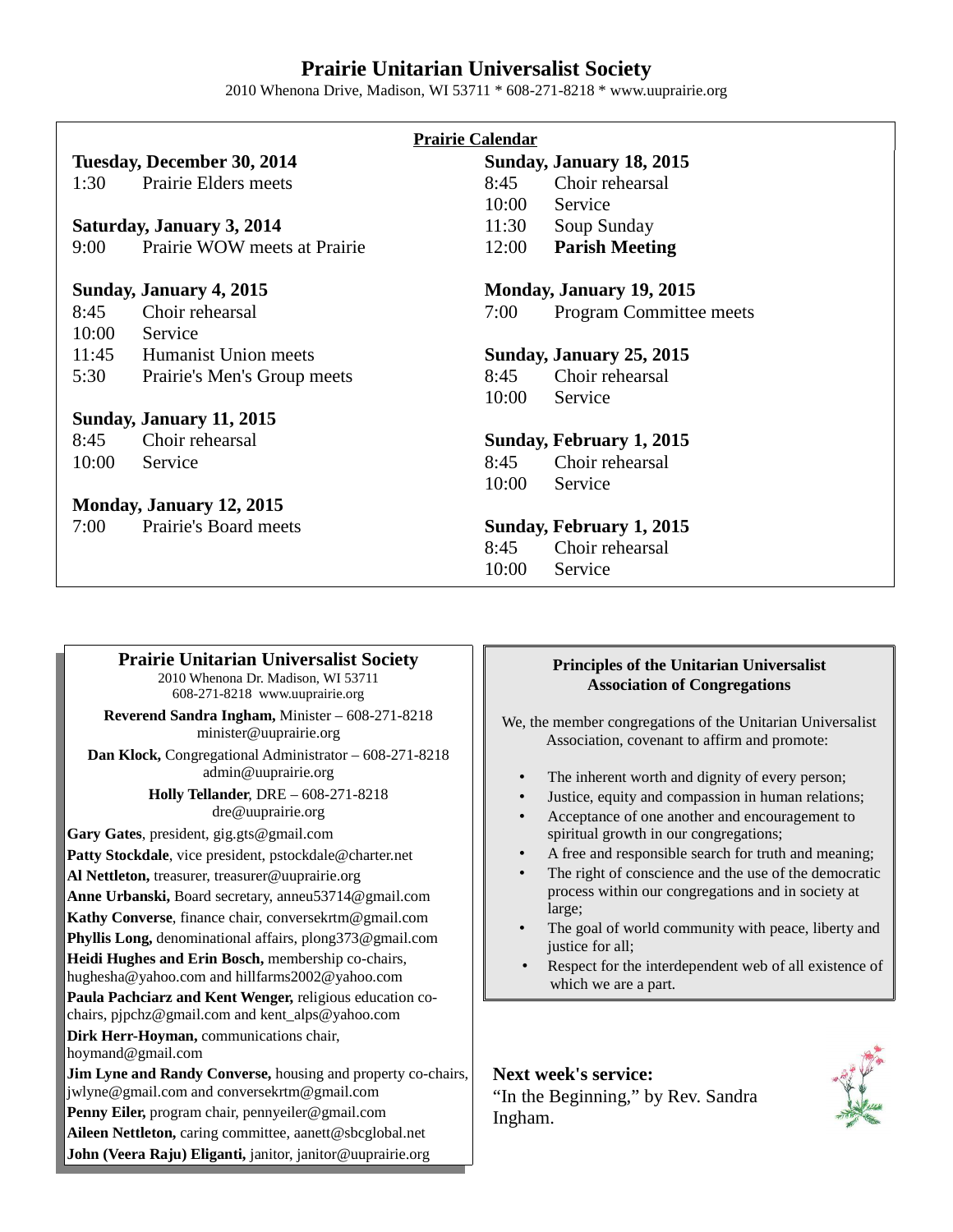# Prairie Unitarian Universalist Society

2010 Whenona Drive, Madison, WI 53711 * 608-271-8218 * www.uuprairie.org

## Prairie Calendar

**Tuesday, December 30, 2014**
1:30 Prairie Elders meets

**Saturday, January 3, 2014**
9:00 Prairie WOW meets at Prairie

**Sunday, January 4, 2015**
8:45 Choir rehearsal
10:00 Service
11:45 Humanist Union meets
5:30 Prairie's Men's Group meets

**Sunday, January 11, 2015**
8:45 Choir rehearsal
10:00 Service

**Monday, January 12, 2015**
7:00 Prairie's Board meets

**Sunday, January 18, 2015**
8:45 Choir rehearsal
10:00 Service
11:30 Soup Sunday
12:00 **Parish Meeting**

**Monday, January 19, 2015**
7:00 Program Committee meets

**Sunday, January 25, 2015**
8:45 Choir rehearsal
10:00 Service

**Sunday, February 1, 2015**
8:45 Choir rehearsal
10:00 Service

**Sunday, February 1, 2015**
8:45 Choir rehearsal
10:00 Service

---

**Prairie Unitarian Universalist Society**
2010 Whenona Dr. Madison, WI 53711
608-271-8218 www.uuprairie.org

**Reverend Sandra Ingham,** Minister – 608-271-8218
minister@uuprairie.org

**Dan Klock,** Congregational Administrator – 608-271-8218
admin@uuprairie.org

**Holly Tellander**, DRE – 608-271-8218
dre@uuprairie.org

**Gary Gates**, president, gig.gts@gmail.com
**Patty Stockdale**, vice president, pstockdale@charter.net
**Al Nettleton,** treasurer, treasurer@uuprairie.org
**Anne Urbanski,** Board secretary, anneu53714@gmail.com
**Kathy Converse**, finance chair, conversekrtm@gmail.com
**Phyllis Long,** denominational affairs, plong373@gmail.com
**Heidi Hughes and Erin Bosch,** membership co-chairs, hughesha@yahoo.com and hillfarms2002@yahoo.com
**Paula Pachciarz and Kent Wenger,** religious education co-chairs, pjpchz@gmail.com and kent_alps@yahoo.com
**Dirk Herr-Hoyman,** communications chair, hoymand@gmail.com
**Jim Lyne and Randy Converse,** housing and property co-chairs, jwlyne@gmail.com and conversekrtm@gmail.com
**Penny Eiler,** program chair, pennyeiler@gmail.com
**Aileen Nettleton,** caring committee, aanett@sbcglobal.net
**John (Veera Raju) Eliganti,** janitor, janitor@uuprairie.org

---

**Principles of the Unitarian Universalist Association of Congregations**

We, the member congregations of the Unitarian Universalist Association, covenant to affirm and promote:

- The inherent worth and dignity of every person;
- Justice, equity and compassion in human relations;
- Acceptance of one another and encouragement to spiritual growth in our congregations;
- A free and responsible search for truth and meaning;
- The right of conscience and the use of the democratic process within our congregations and in society at large;
- The goal of world community with peace, liberty and justice for all;
- Respect for the interdependent web of all existence of which we are a part.

**Next week's service:**
"In the Beginning," by Rev. Sandra Ingham.